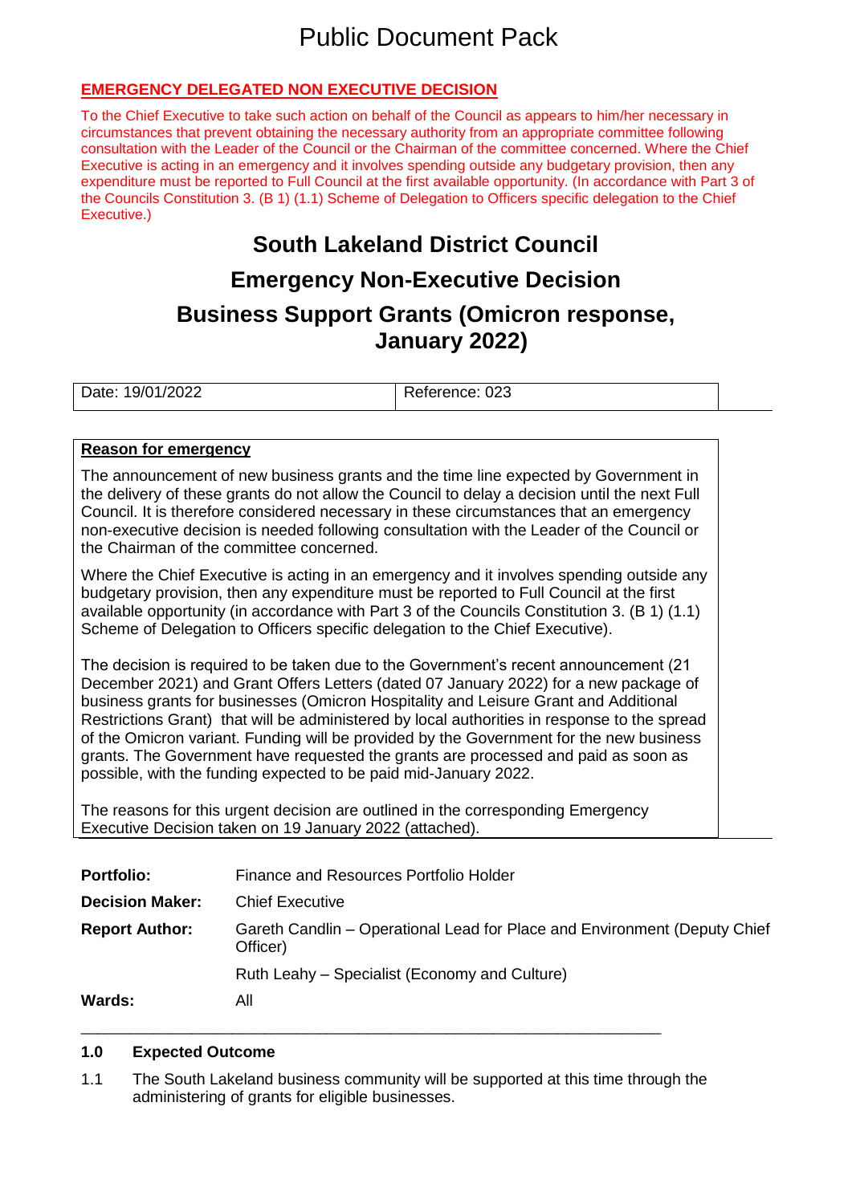# Public Document Pack

**EMERGENCY DELEGATED NON EXECUTIVE DECISION**

To the Chief Executive to take such action on behalf of the Council as appears to him/her necessary in circumstances that prevent obtaining the necessary authority from an appropriate committee following consultation with the Leader of the Council or the Chairman of the committee concerned. Where the Chief Executive is acting in an emergency and it involves spending outside any budgetary provision, then any expenditure must be reported to Full Council at the first available opportunity. (In accordance with Part 3 of the Councils Constitution 3. (B 1) (1.1) Scheme of Delegation to Officers specific delegation to the Chief Executive.)

## South Lakeland District Council

## Emergency Non-Executive Decision

## Business Support Grants (Omicron response, January 2022)

| Date: 19/01/2022 | Reference: 023 |
|---|---|

**Reason for emergency**

The announcement of new business grants and the time line expected by Government in the delivery of these grants do not allow the Council to delay a decision until the next Full Council. It is therefore considered necessary in these circumstances that an emergency non-executive decision is needed following consultation with the Leader of the Council or the Chairman of the committee concerned.

Where the Chief Executive is acting in an emergency and it involves spending outside any budgetary provision, then any expenditure must be reported to Full Council at the first available opportunity (in accordance with Part 3 of the Councils Constitution 3. (B 1) (1.1) Scheme of Delegation to Officers specific delegation to the Chief Executive).

The decision is required to be taken due to the Government's recent announcement (21 December 2021) and Grant Offers Letters (dated 07 January 2022) for a new package of business grants for businesses (Omicron Hospitality and Leisure Grant and Additional Restrictions Grant) that will be administered by local authorities in response to the spread of the Omicron variant. Funding will be provided by the Government for the new business grants. The Government have requested the grants are processed and paid as soon as possible, with the funding expected to be paid mid-January 2022.

The reasons for this urgent decision are outlined in the corresponding Emergency Executive Decision taken on 19 January 2022 (attached).

**Portfolio:** Finance and Resources Portfolio Holder

**Decision Maker:** Chief Executive

**Report Author:** Gareth Candlin – Operational Lead for Place and Environment (Deputy Chief Officer)

Ruth Leahy – Specialist (Economy and Culture)

**Wards:** All

### 1.0 Expected Outcome

1.1 The South Lakeland business community will be supported at this time through the administering of grants for eligible businesses.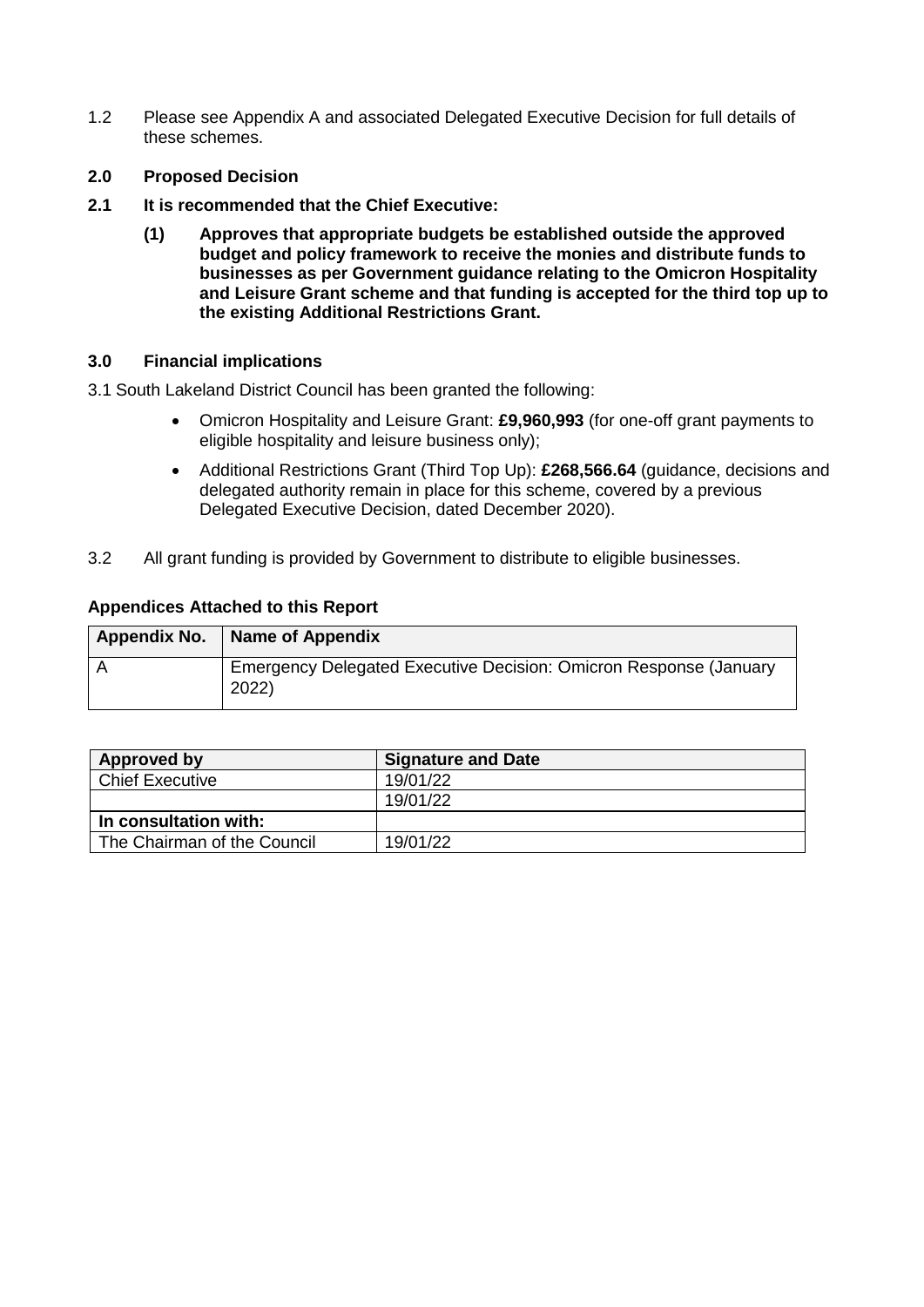1.2 Please see Appendix A and associated Delegated Executive Decision for full details of these schemes.

## 2.0 Proposed Decision

### 2.1 It is recommended that the Chief Executive:

**(1) Approves that appropriate budgets be established outside the approved budget and policy framework to receive the monies and distribute funds to businesses as per Government guidance relating to the Omicron Hospitality and Leisure Grant scheme and that funding is accepted for the third top up to the existing Additional Restrictions Grant.**

## 3.0 Financial implications

3.1 South Lakeland District Council has been granted the following:

- Omicron Hospitality and Leisure Grant: **£9,960,993** (for one-off grant payments to eligible hospitality and leisure business only);
- Additional Restrictions Grant (Third Top Up): **£268,566.64** (guidance, decisions and delegated authority remain in place for this scheme, covered by a previous Delegated Executive Decision, dated December 2020).

3.2 All grant funding is provided by Government to distribute to eligible businesses.

**Appendices Attached to this Report**

| Appendix No. | Name of Appendix |
|---|---|
| A | Emergency Delegated Executive Decision: Omicron Response (January 2022) |

| Approved by | Signature and Date |
|---|---|
| Chief Executive | 19/01/22 |
| | 19/01/22 |
| **In consultation with:** | |
| The Chairman of the Council | 19/01/22 |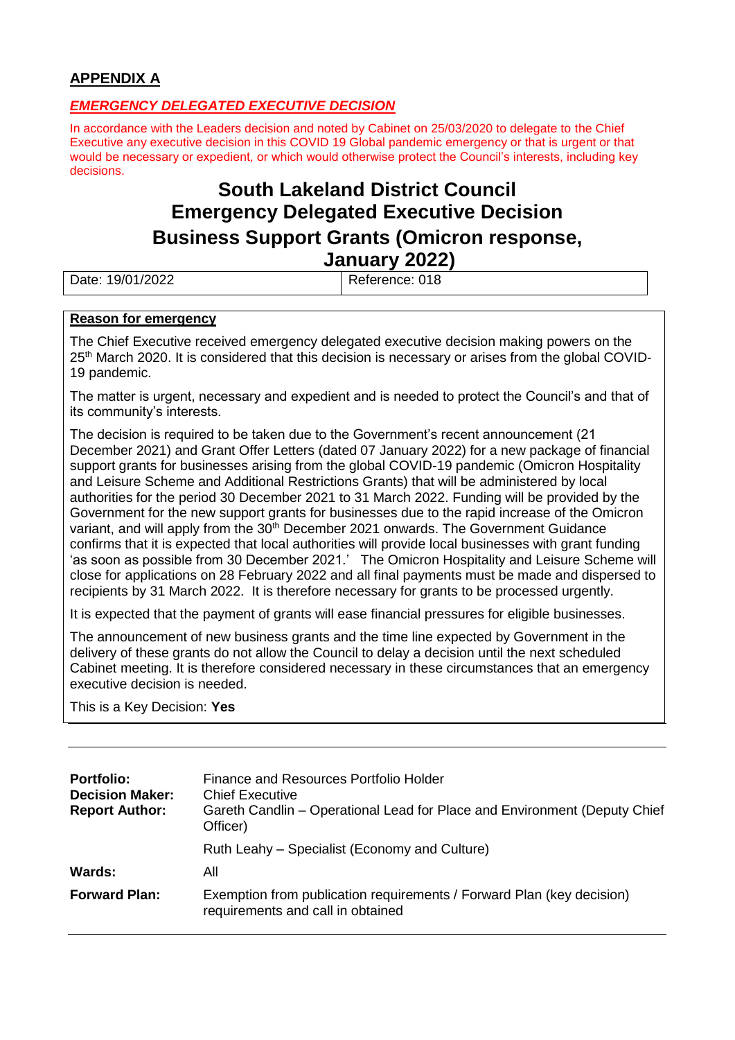## APPENDIX A

***EMERGENCY DELEGATED EXECUTIVE DECISION***

In accordance with the Leaders decision and noted by Cabinet on 25/03/2020 to delegate to the Chief Executive any executive decision in this COVID 19 Global pandemic emergency or that is urgent or that would be necessary or expedient, or which would otherwise protect the Council's interests, including key decisions.

# South Lakeland District Council
# Emergency Delegated Executive Decision
# Business Support Grants (Omicron response, January 2022)

| Date: 19/01/2022 | Reference: 018 |
|---|---|

**Reason for emergency**

The Chief Executive received emergency delegated executive decision making powers on the 25th March 2020. It is considered that this decision is necessary or arises from the global COVID-19 pandemic.

The matter is urgent, necessary and expedient and is needed to protect the Council's and that of its community's interests.

The decision is required to be taken due to the Government's recent announcement (21 December 2021) and Grant Offer Letters (dated 07 January 2022) for a new package of financial support grants for businesses arising from the global COVID-19 pandemic (Omicron Hospitality and Leisure Scheme and Additional Restrictions Grants) that will be administered by local authorities for the period 30 December 2021 to 31 March 2022. Funding will be provided by the Government for the new support grants for businesses due to the rapid increase of the Omicron variant, and will apply from the 30th December 2021 onwards. The Government Guidance confirms that it is expected that local authorities will provide local businesses with grant funding 'as soon as possible from 30 December 2021.' The Omicron Hospitality and Leisure Scheme will close for applications on 28 February 2022 and all final payments must be made and dispersed to recipients by 31 March 2022. It is therefore necessary for grants to be processed urgently.

It is expected that the payment of grants will ease financial pressures for eligible businesses.

The announcement of new business grants and the time line expected by Government in the delivery of these grants do not allow the Council to delay a decision until the next scheduled Cabinet meeting. It is therefore considered necessary in these circumstances that an emergency executive decision is needed.

This is a Key Decision: **Yes**

| | |
|---|---|
| **Portfolio:** | Finance and Resources Portfolio Holder |
| **Decision Maker:** | Chief Executive |
| **Report Author:** | Gareth Candlin – Operational Lead for Place and Environment (Deputy Chief Officer) |
| | Ruth Leahy – Specialist (Economy and Culture) |
| **Wards:** | All |
| **Forward Plan:** | Exemption from publication requirements / Forward Plan (key decision) requirements and call in obtained |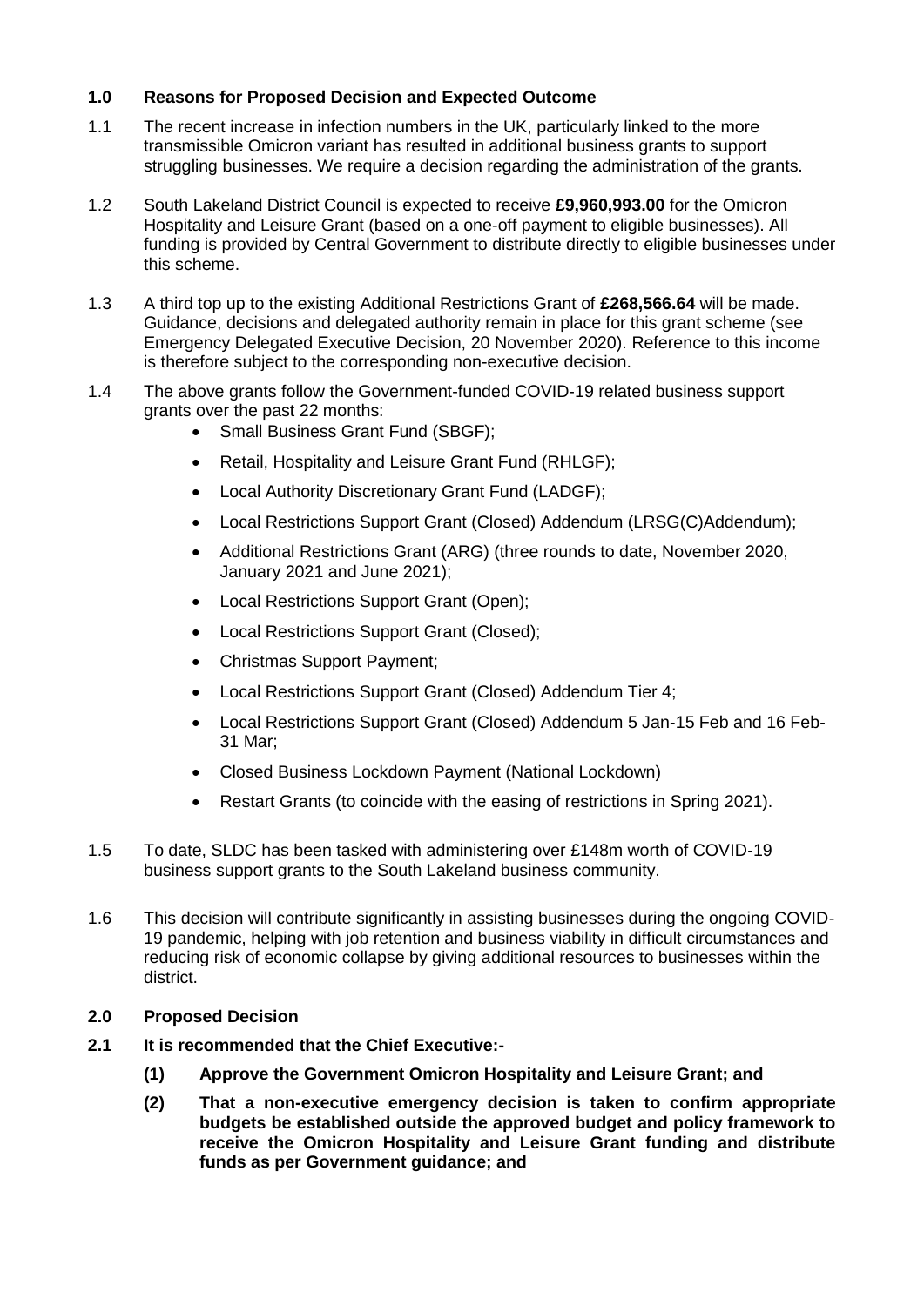## 1.0 Reasons for Proposed Decision and Expected Outcome

1.1 The recent increase in infection numbers in the UK, particularly linked to the more transmissible Omicron variant has resulted in additional business grants to support struggling businesses. We require a decision regarding the administration of the grants.

1.2 South Lakeland District Council is expected to receive **£9,960,993.00** for the Omicron Hospitality and Leisure Grant (based on a one-off payment to eligible businesses). All funding is provided by Central Government to distribute directly to eligible businesses under this scheme.

1.3 A third top up to the existing Additional Restrictions Grant of **£268,566.64** will be made. Guidance, decisions and delegated authority remain in place for this grant scheme (see Emergency Delegated Executive Decision, 20 November 2020). Reference to this income is therefore subject to the corresponding non-executive decision.

1.4 The above grants follow the Government-funded COVID-19 related business support grants over the past 22 months:

- Small Business Grant Fund (SBGF);
- Retail, Hospitality and Leisure Grant Fund (RHLGF);
- Local Authority Discretionary Grant Fund (LADGF);
- Local Restrictions Support Grant (Closed) Addendum (LRSG(C)Addendum);
- Additional Restrictions Grant (ARG) (three rounds to date, November 2020, January 2021 and June 2021);
- Local Restrictions Support Grant (Open);
- Local Restrictions Support Grant (Closed);
- Christmas Support Payment;
- Local Restrictions Support Grant (Closed) Addendum Tier 4;
- Local Restrictions Support Grant (Closed) Addendum 5 Jan-15 Feb and 16 Feb-31 Mar;
- Closed Business Lockdown Payment (National Lockdown)
- Restart Grants (to coincide with the easing of restrictions in Spring 2021).

1.5 To date, SLDC has been tasked with administering over £148m worth of COVID-19 business support grants to the South Lakeland business community.

1.6 This decision will contribute significantly in assisting businesses during the ongoing COVID-19 pandemic, helping with job retention and business viability in difficult circumstances and reducing risk of economic collapse by giving additional resources to businesses within the district.

## 2.0 Proposed Decision

**2.1 It is recommended that the Chief Executive:-**

**(1) Approve the Government Omicron Hospitality and Leisure Grant; and**

**(2) That a non-executive emergency decision is taken to confirm appropriate budgets be established outside the approved budget and policy framework to receive the Omicron Hospitality and Leisure Grant funding and distribute funds as per Government guidance; and**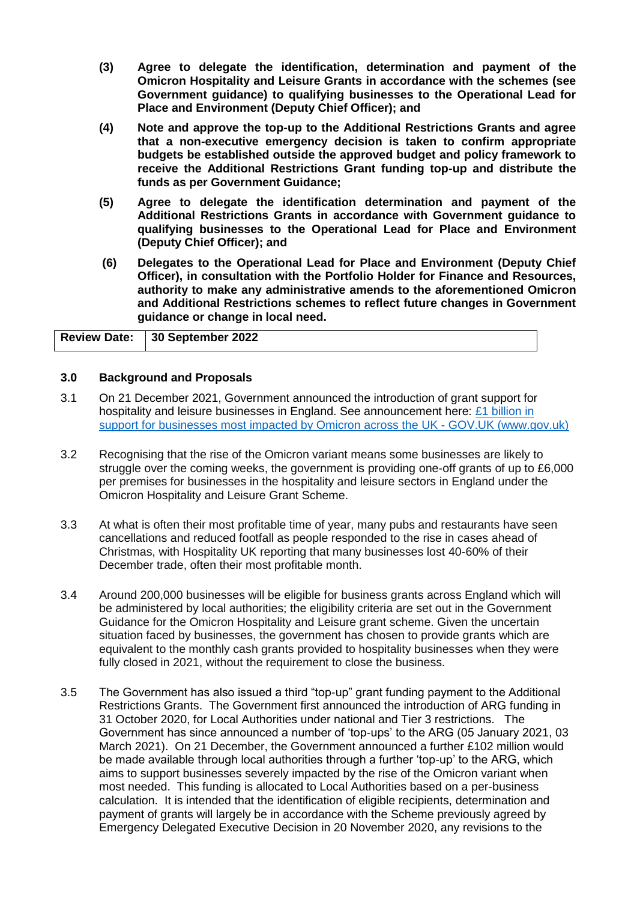**(3) Agree to delegate the identification, determination and payment of the Omicron Hospitality and Leisure Grants in accordance with the schemes (see Government guidance) to qualifying businesses to the Operational Lead for Place and Environment (Deputy Chief Officer); and**

**(4) Note and approve the top-up to the Additional Restrictions Grants and agree that a non-executive emergency decision is taken to confirm appropriate budgets be established outside the approved budget and policy framework to receive the Additional Restrictions Grant funding top-up and distribute the funds as per Government Guidance;**

**(5) Agree to delegate the identification determination and payment of the Additional Restrictions Grants in accordance with Government guidance to qualifying businesses to the Operational Lead for Place and Environment (Deputy Chief Officer); and**

**(6) Delegates to the Operational Lead for Place and Environment (Deputy Chief Officer), in consultation with the Portfolio Holder for Finance and Resources, authority to make any administrative amends to the aforementioned Omicron and Additional Restrictions schemes to reflect future changes in Government guidance or change in local need.**

| **Review Date:** | **30 September 2022** |
|---|---|

### 3.0 Background and Proposals

3.1 On 21 December 2021, Government announced the introduction of grant support for hospitality and leisure businesses in England. See announcement here: [£1 billion in support for businesses most impacted by Omicron across the UK - GOV.UK (www.gov.uk)]

3.2 Recognising that the rise of the Omicron variant means some businesses are likely to struggle over the coming weeks, the government is providing one-off grants of up to £6,000 per premises for businesses in the hospitality and leisure sectors in England under the Omicron Hospitality and Leisure Grant Scheme.

3.3 At what is often their most profitable time of year, many pubs and restaurants have seen cancellations and reduced footfall as people responded to the rise in cases ahead of Christmas, with Hospitality UK reporting that many businesses lost 40-60% of their December trade, often their most profitable month.

3.4 Around 200,000 businesses will be eligible for business grants across England which will be administered by local authorities; the eligibility criteria are set out in the Government Guidance for the Omicron Hospitality and Leisure grant scheme. Given the uncertain situation faced by businesses, the government has chosen to provide grants which are equivalent to the monthly cash grants provided to hospitality businesses when they were fully closed in 2021, without the requirement to close the business.

3.5 The Government has also issued a third "top-up" grant funding payment to the Additional Restrictions Grants. The Government first announced the introduction of ARG funding in 31 October 2020, for Local Authorities under national and Tier 3 restrictions. The Government has since announced a number of 'top-ups' to the ARG (05 January 2021, 03 March 2021). On 21 December, the Government announced a further £102 million would be made available through local authorities through a further 'top-up' to the ARG, which aims to support businesses severely impacted by the rise of the Omicron variant when most needed. This funding is allocated to Local Authorities based on a per-business calculation. It is intended that the identification of eligible recipients, determination and payment of grants will largely be in accordance with the Scheme previously agreed by Emergency Delegated Executive Decision in 20 November 2020, any revisions to the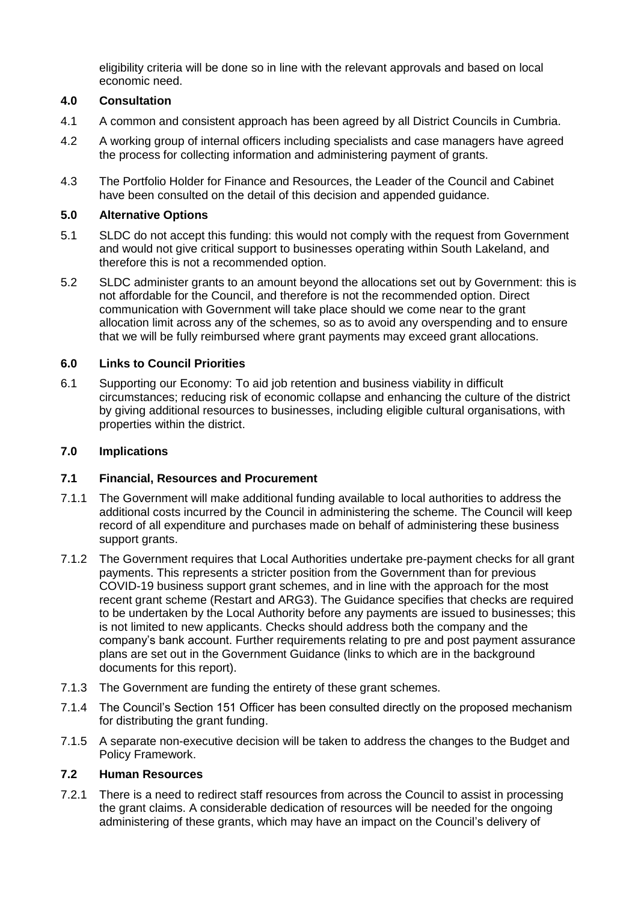eligibility criteria will be done so in line with the relevant approvals and based on local economic need.

## 4.0 Consultation

4.1 A common and consistent approach has been agreed by all District Councils in Cumbria.

4.2 A working group of internal officers including specialists and case managers have agreed the process for collecting information and administering payment of grants.

4.3 The Portfolio Holder for Finance and Resources, the Leader of the Council and Cabinet have been consulted on the detail of this decision and appended guidance.

## 5.0 Alternative Options

5.1 SLDC do not accept this funding: this would not comply with the request from Government and would not give critical support to businesses operating within South Lakeland, and therefore this is not a recommended option.

5.2 SLDC administer grants to an amount beyond the allocations set out by Government: this is not affordable for the Council, and therefore is not the recommended option. Direct communication with Government will take place should we come near to the grant allocation limit across any of the schemes, so as to avoid any overspending and to ensure that we will be fully reimbursed where grant payments may exceed grant allocations.

## 6.0 Links to Council Priorities

6.1 Supporting our Economy: To aid job retention and business viability in difficult circumstances; reducing risk of economic collapse and enhancing the culture of the district by giving additional resources to businesses, including eligible cultural organisations, with properties within the district.

## 7.0 Implications

### 7.1 Financial, Resources and Procurement

7.1.1 The Government will make additional funding available to local authorities to address the additional costs incurred by the Council in administering the scheme. The Council will keep record of all expenditure and purchases made on behalf of administering these business support grants.

7.1.2 The Government requires that Local Authorities undertake pre-payment checks for all grant payments. This represents a stricter position from the Government than for previous COVID-19 business support grant schemes, and in line with the approach for the most recent grant scheme (Restart and ARG3). The Guidance specifies that checks are required to be undertaken by the Local Authority before any payments are issued to businesses; this is not limited to new applicants. Checks should address both the company and the company's bank account. Further requirements relating to pre and post payment assurance plans are set out in the Government Guidance (links to which are in the background documents for this report).

7.1.3 The Government are funding the entirety of these grant schemes.

7.1.4 The Council's Section 151 Officer has been consulted directly on the proposed mechanism for distributing the grant funding.

7.1.5 A separate non-executive decision will be taken to address the changes to the Budget and Policy Framework.

### 7.2 Human Resources

7.2.1 There is a need to redirect staff resources from across the Council to assist in processing the grant claims. A considerable dedication of resources will be needed for the ongoing administering of these grants, which may have an impact on the Council's delivery of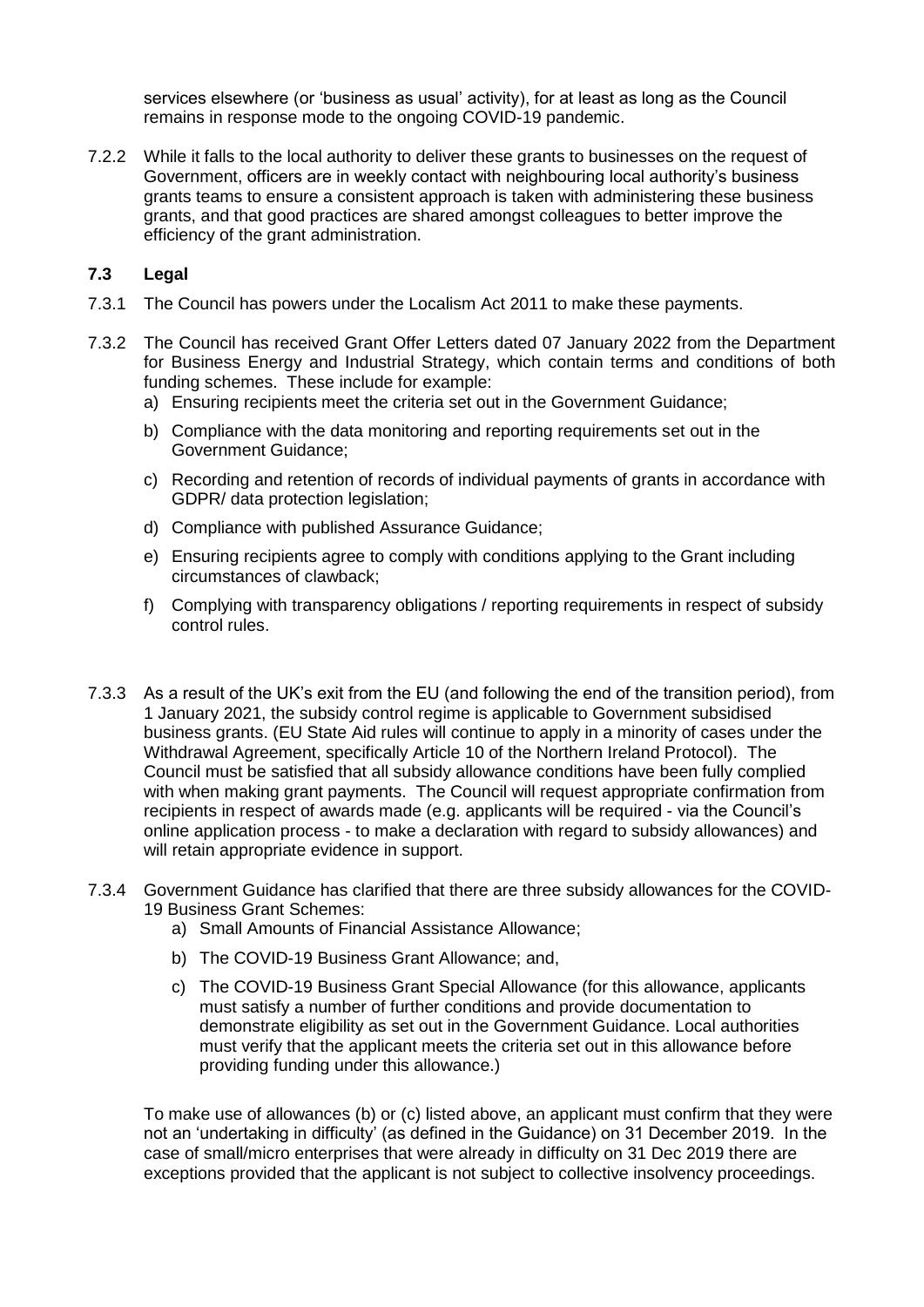services elsewhere (or 'business as usual' activity), for at least as long as the Council remains in response mode to the ongoing COVID-19 pandemic.

7.2.2 While it falls to the local authority to deliver these grants to businesses on the request of Government, officers are in weekly contact with neighbouring local authority's business grants teams to ensure a consistent approach is taken with administering these business grants, and that good practices are shared amongst colleagues to better improve the efficiency of the grant administration.

### 7.3 Legal

7.3.1 The Council has powers under the Localism Act 2011 to make these payments.

7.3.2 The Council has received Grant Offer Letters dated 07 January 2022 from the Department for Business Energy and Industrial Strategy, which contain terms and conditions of both funding schemes. These include for example:

a) Ensuring recipients meet the criteria set out in the Government Guidance;

b) Compliance with the data monitoring and reporting requirements set out in the Government Guidance;

c) Recording and retention of records of individual payments of grants in accordance with GDPR/ data protection legislation;

d) Compliance with published Assurance Guidance;

e) Ensuring recipients agree to comply with conditions applying to the Grant including circumstances of clawback;

f) Complying with transparency obligations / reporting requirements in respect of subsidy control rules.

7.3.3 As a result of the UK's exit from the EU (and following the end of the transition period), from 1 January 2021, the subsidy control regime is applicable to Government subsidised business grants. (EU State Aid rules will continue to apply in a minority of cases under the Withdrawal Agreement, specifically Article 10 of the Northern Ireland Protocol). The Council must be satisfied that all subsidy allowance conditions have been fully complied with when making grant payments. The Council will request appropriate confirmation from recipients in respect of awards made (e.g. applicants will be required - via the Council's online application process - to make a declaration with regard to subsidy allowances) and will retain appropriate evidence in support.

7.3.4 Government Guidance has clarified that there are three subsidy allowances for the COVID-19 Business Grant Schemes:

a) Small Amounts of Financial Assistance Allowance;

b) The COVID-19 Business Grant Allowance; and,

c) The COVID-19 Business Grant Special Allowance (for this allowance, applicants must satisfy a number of further conditions and provide documentation to demonstrate eligibility as set out in the Government Guidance. Local authorities must verify that the applicant meets the criteria set out in this allowance before providing funding under this allowance.)

To make use of allowances (b) or (c) listed above, an applicant must confirm that they were not an 'undertaking in difficulty' (as defined in the Guidance) on 31 December 2019. In the case of small/micro enterprises that were already in difficulty on 31 Dec 2019 there are exceptions provided that the applicant is not subject to collective insolvency proceedings.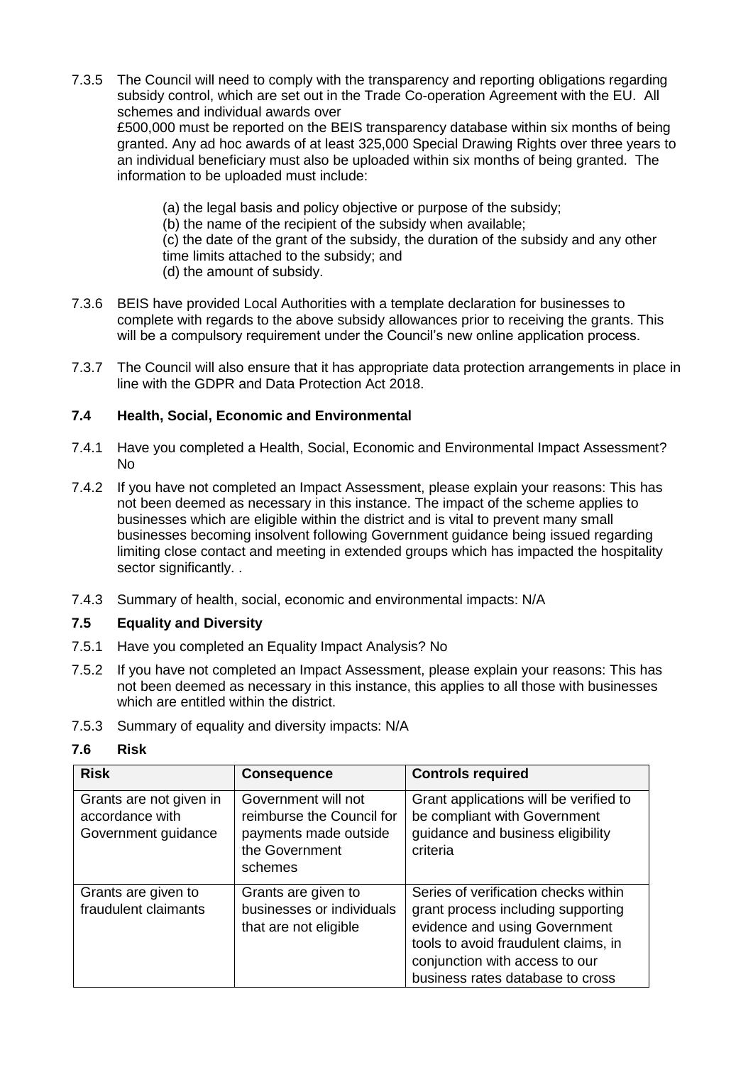7.3.5 The Council will need to comply with the transparency and reporting obligations regarding subsidy control, which are set out in the Trade Co-operation Agreement with the EU. All schemes and individual awards over £500,000 must be reported on the BEIS transparency database within six months of being granted. Any ad hoc awards of at least 325,000 Special Drawing Rights over three years to an individual beneficiary must also be uploaded within six months of being granted. The information to be uploaded must include:

(a) the legal basis and policy objective or purpose of the subsidy;
(b) the name of the recipient of the subsidy when available;
(c) the date of the grant of the subsidy, the duration of the subsidy and any other time limits attached to the subsidy; and
(d) the amount of subsidy.

7.3.6 BEIS have provided Local Authorities with a template declaration for businesses to complete with regards to the above subsidy allowances prior to receiving the grants. This will be a compulsory requirement under the Council's new online application process.

7.3.7 The Council will also ensure that it has appropriate data protection arrangements in place in line with the GDPR and Data Protection Act 2018.

### 7.4 Health, Social, Economic and Environmental

7.4.1 Have you completed a Health, Social, Economic and Environmental Impact Assessment? No

7.4.2 If you have not completed an Impact Assessment, please explain your reasons: This has not been deemed as necessary in this instance. The impact of the scheme applies to businesses which are eligible within the district and is vital to prevent many small businesses becoming insolvent following Government guidance being issued regarding limiting close contact and meeting in extended groups which has impacted the hospitality sector significantly. .

7.4.3 Summary of health, social, economic and environmental impacts: N/A

### 7.5 Equality and Diversity

7.5.1 Have you completed an Equality Impact Analysis? No

7.5.2 If you have not completed an Impact Assessment, please explain your reasons: This has not been deemed as necessary in this instance, this applies to all those with businesses which are entitled within the district.

7.5.3 Summary of equality and diversity impacts: N/A

### 7.6 Risk

| Risk | Consequence | Controls required |
|---|---|---|
| Grants are not given in accordance with Government guidance | Government will not reimburse the Council for payments made outside the Government schemes | Grant applications will be verified to be compliant with Government guidance and business eligibility criteria |
| Grants are given to fraudulent claimants | Grants are given to businesses or individuals that are not eligible | Series of verification checks within grant process including supporting evidence and using Government tools to avoid fraudulent claims, in conjunction with access to our business rates database to cross |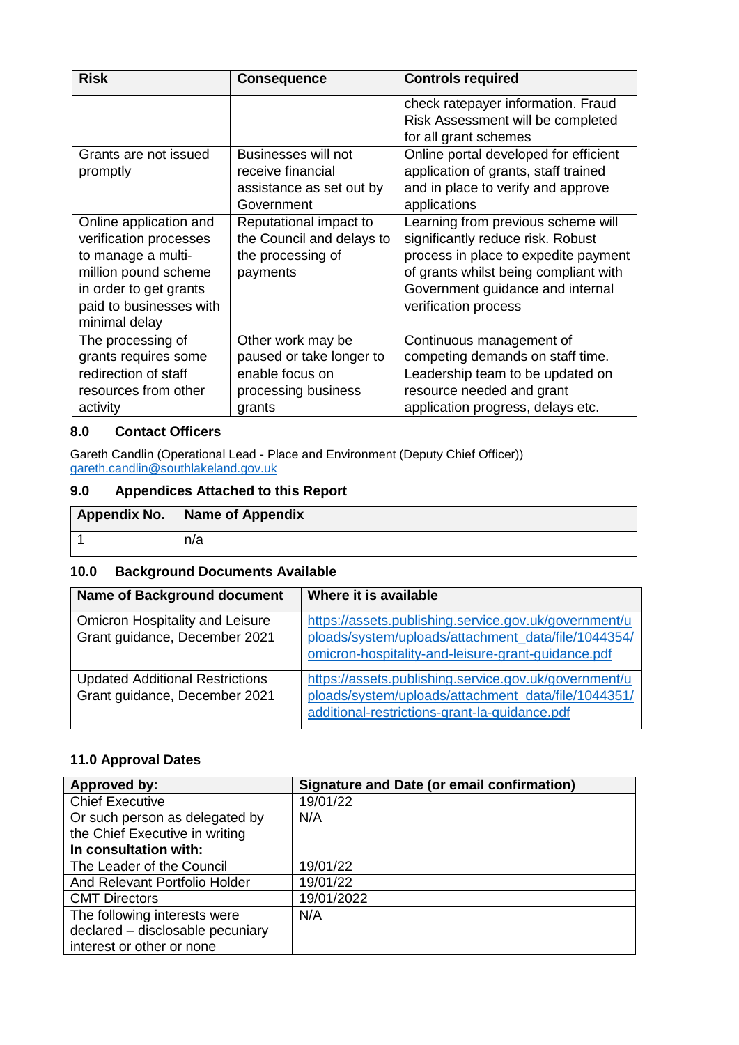| Risk | Consequence | Controls required |
|---|---|---|
| | | check ratepayer information. Fraud Risk Assessment will be completed for all grant schemes |
| Grants are not issued promptly | Businesses will not receive financial assistance as set out by Government | Online portal developed for efficient application of grants, staff trained and in place to verify and approve applications |
| Online application and verification processes to manage a multi-million pound scheme in order to get grants paid to businesses with minimal delay | Reputational impact to the Council and delays to the processing of payments | Learning from previous scheme will significantly reduce risk. Robust process in place to expedite payment of grants whilst being compliant with Government guidance and internal verification process |
| The processing of grants requires some redirection of staff resources from other activity | Other work may be paused or take longer to enable focus on processing business grants | Continuous management of competing demands on staff time. Leadership team to be updated on resource needed and grant application progress, delays etc. |

## 8.0 Contact Officers

Gareth Candlin (Operational Lead - Place and Environment (Deputy Chief Officer))
gareth.candlin@southlakeland.gov.uk

## 9.0 Appendices Attached to this Report

| Appendix No. | Name of Appendix |
|---|---|
| 1 | n/a |

## 10.0 Background Documents Available

| Name of Background document | Where it is available |
|---|---|
| Omicron Hospitality and Leisure Grant guidance, December 2021 | https://assets.publishing.service.gov.uk/government/uploads/system/uploads/attachment_data/file/1044354/omicron-hospitality-and-leisure-grant-guidance.pdf |
| Updated Additional Restrictions Grant guidance, December 2021 | https://assets.publishing.service.gov.uk/government/uploads/system/uploads/attachment_data/file/1044351/additional-restrictions-grant-la-guidance.pdf |

## 11.0 Approval Dates

| Approved by: | Signature and Date (or email confirmation) |
|---|---|
| Chief Executive | 19/01/22 |
| Or such person as delegated by the Chief Executive in writing | N/A |
| **In consultation with:** | |
| The Leader of the Council | 19/01/22 |
| And Relevant Portfolio Holder | 19/01/22 |
| CMT Directors | 19/01/2022 |
| The following interests were declared – disclosable pecuniary interest or other or none | N/A |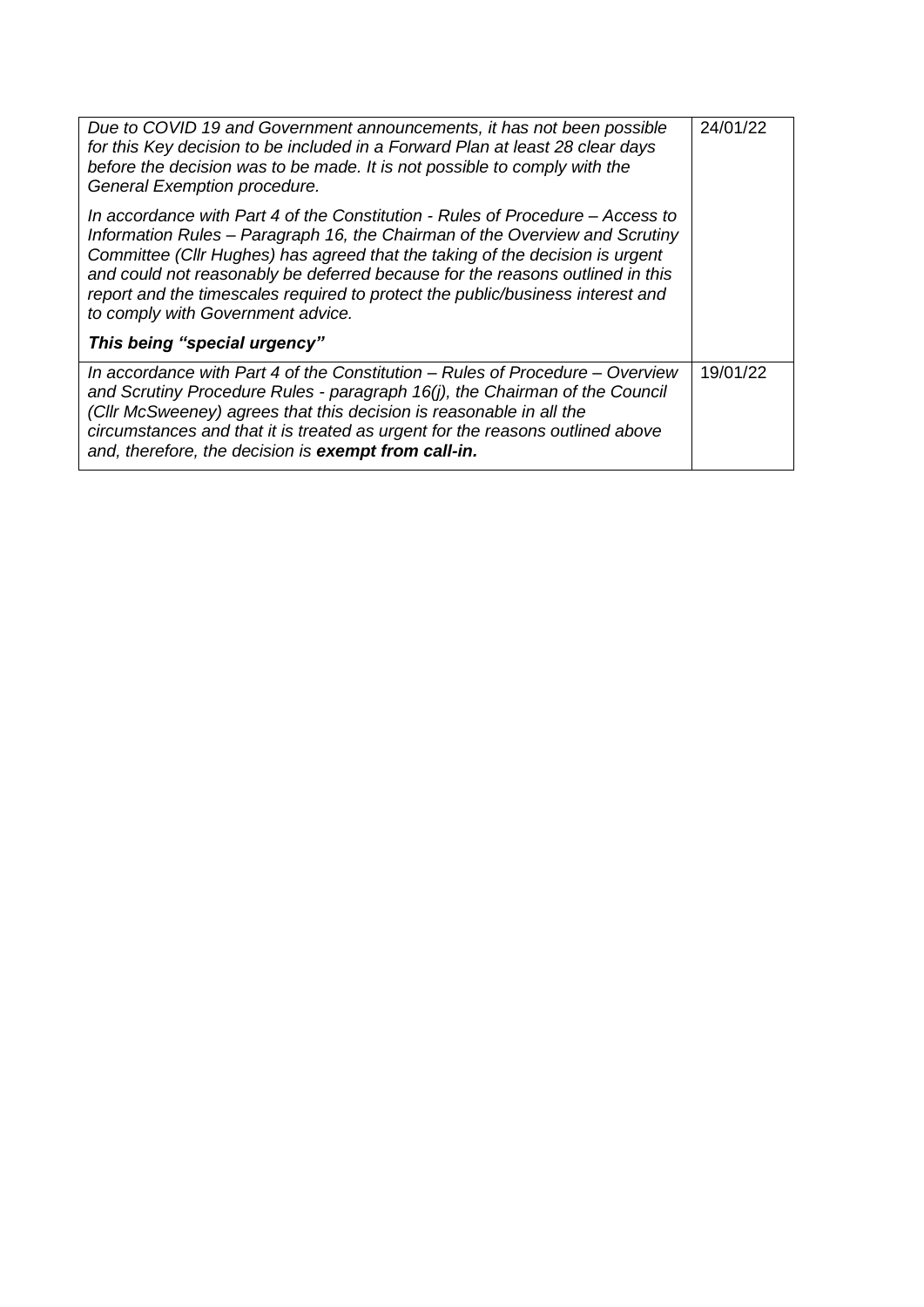| | |
|---|---|
| *Due to COVID 19 and Government announcements, it has not been possible for this Key decision to be included in a Forward Plan at least 28 clear days before the decision was to be made. It is not possible to comply with the General Exemption procedure.*<br><br>*In accordance with Part 4 of the Constitution - Rules of Procedure – Access to Information Rules – Paragraph 16, the Chairman of the Overview and Scrutiny Committee (Cllr Hughes) has agreed that the taking of the decision is urgent and could not reasonably be deferred because for the reasons outlined in this report and the timescales required to protect the public/business interest and to comply with Government advice.*<br><br>***This being "special urgency"*** | 24/01/22 |
| *In accordance with Part 4 of the Constitution – Rules of Procedure – Overview and Scrutiny Procedure Rules - paragraph 16(j), the Chairman of the Council (Cllr McSweeney) agrees that this decision is reasonable in all the circumstances and that it is treated as urgent for the reasons outlined above and, therefore, the decision is* ***exempt from call-in.*** | 19/01/22 |